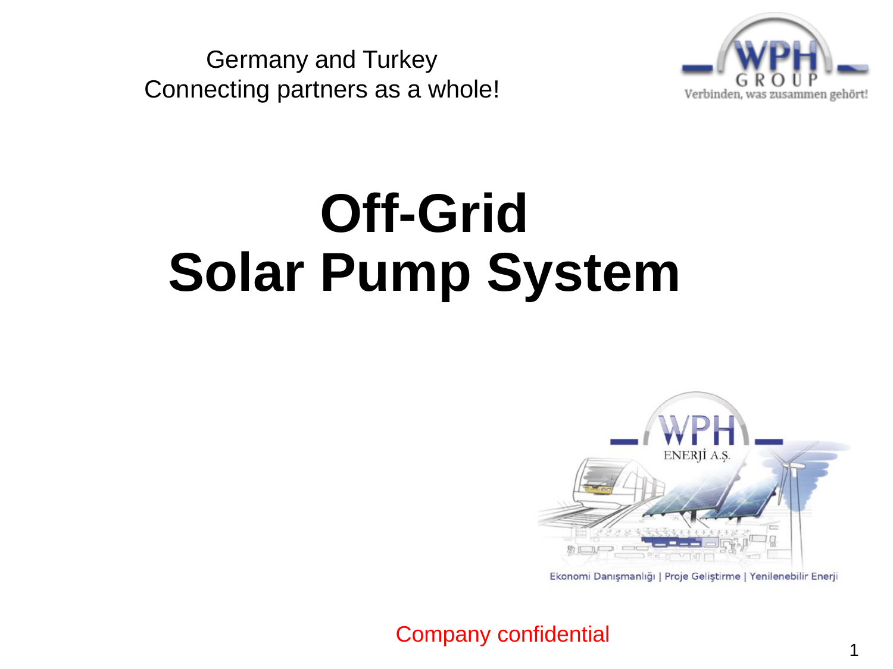Germany and Turkey
Connecting partners as a whole!

# Off-Grid Solar Pump System

Company confidential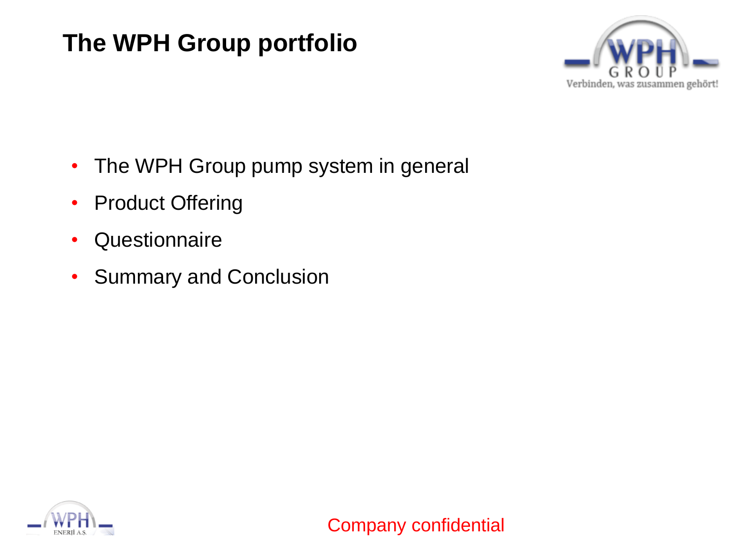# The WPH Group portfolio

- The WPH Group pump system in general
- Product Offering
- Questionnaire
- Summary and Conclusion

Company confidential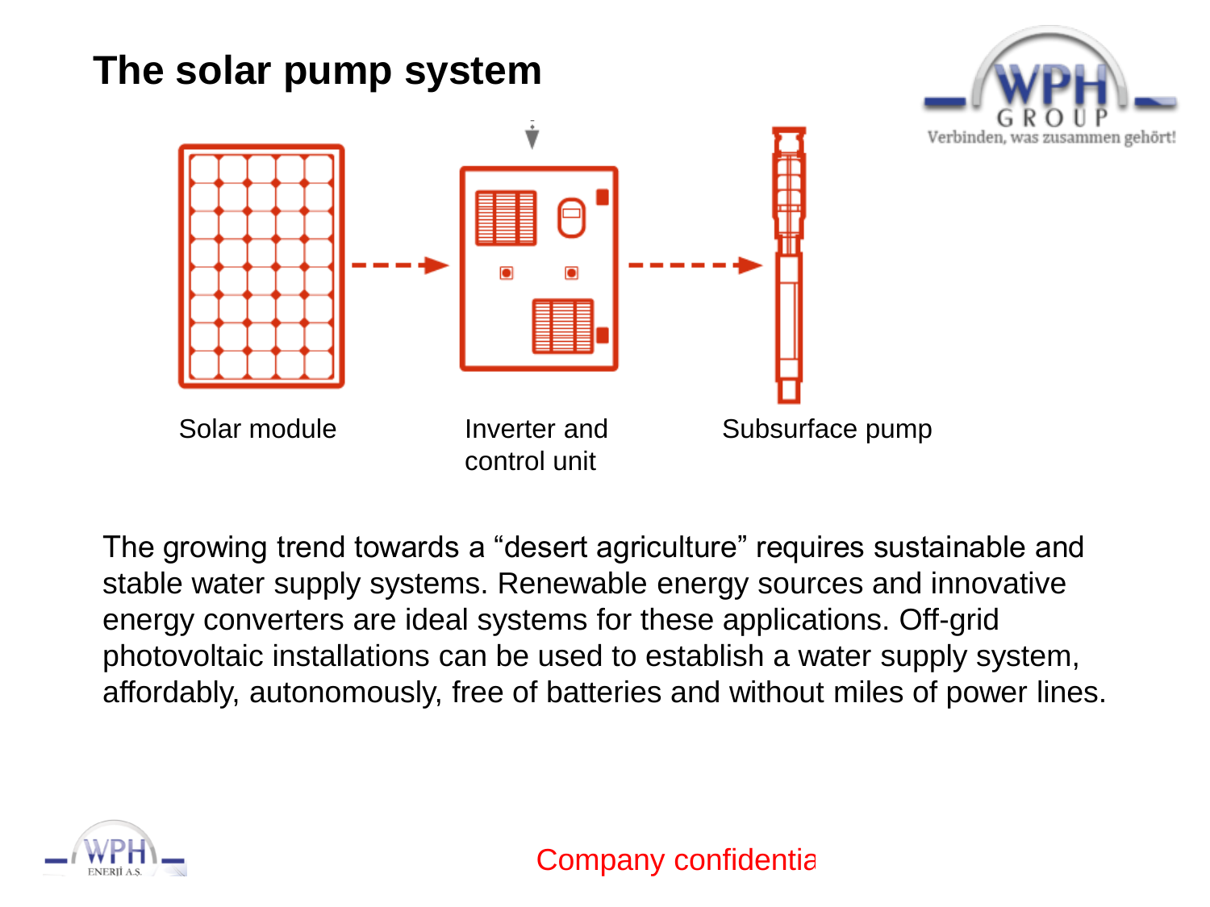# The solar pump system

Solar module

Inverter and control unit

Subsurface pump

The growing trend towards a “desert agriculture” requires sustainable and stable water supply systems. Renewable energy sources and innovative energy converters are ideal systems for these applications. Off-grid photovoltaic installations can be used to establish a water supply system, affordably, autonomously, free of batteries and without miles of power lines.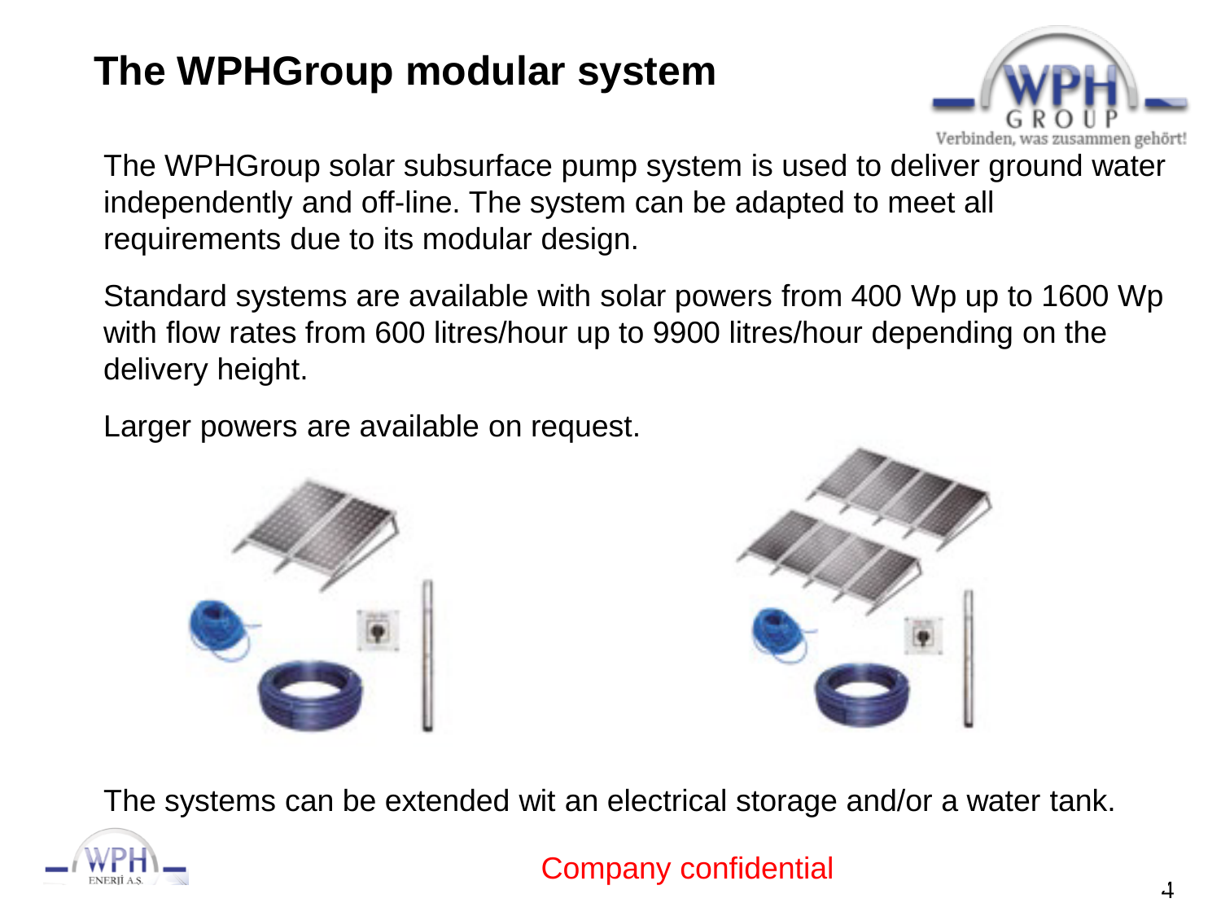# The WPHGroup modular system

The WPHGroup solar subsurface pump system is used to deliver ground water independently and off-line. The system can be adapted to meet all requirements due to its modular design.

Standard systems are available with solar powers from 400 Wp up to 1600 Wp with flow rates from 600 litres/hour up to 9900 litres/hour depending on the delivery height.

Larger powers are available on request.

The systems can be extended wit an electrical storage and/or a water tank.

Company confidential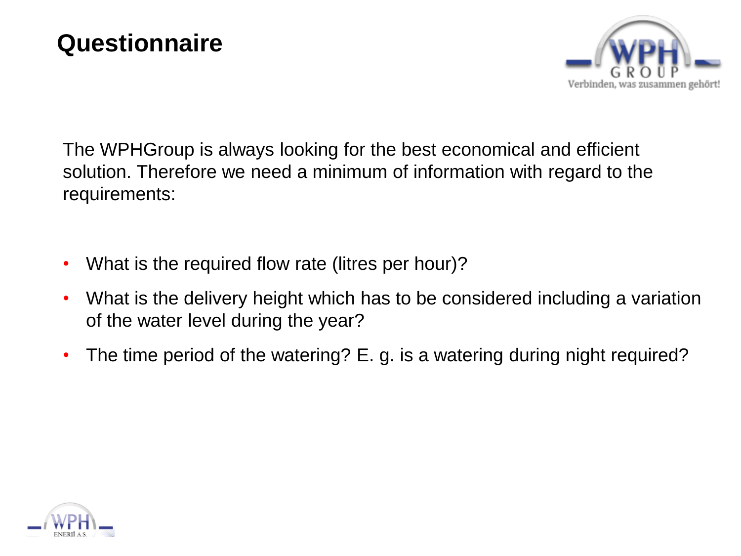# Questionnaire

The WPHGroup is always looking for the best economical and efficient solution. Therefore we need a minimum of information with regard to the requirements:

- What is the required flow rate (litres per hour)?
- What is the delivery height which has to be considered including a variation of the water level during the year?
- The time period of the watering? E. g. is a watering during night required?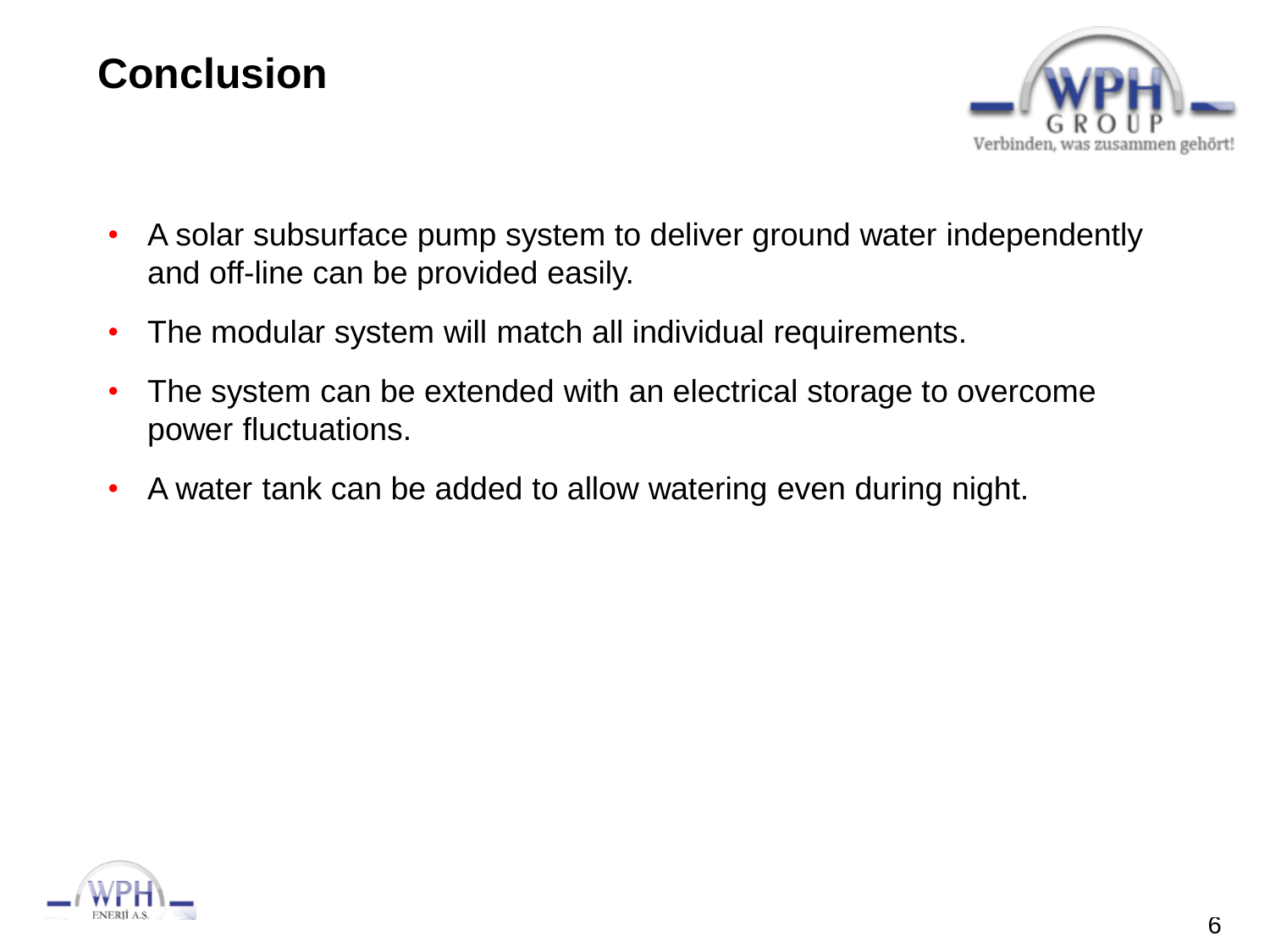# Conclusion

- A solar subsurface pump system to deliver ground water independently and off-line can be provided easily.
- The modular system will match all individual requirements.
- The system can be extended with an electrical storage to overcome power fluctuations.
- A water tank can be added to allow watering even during night.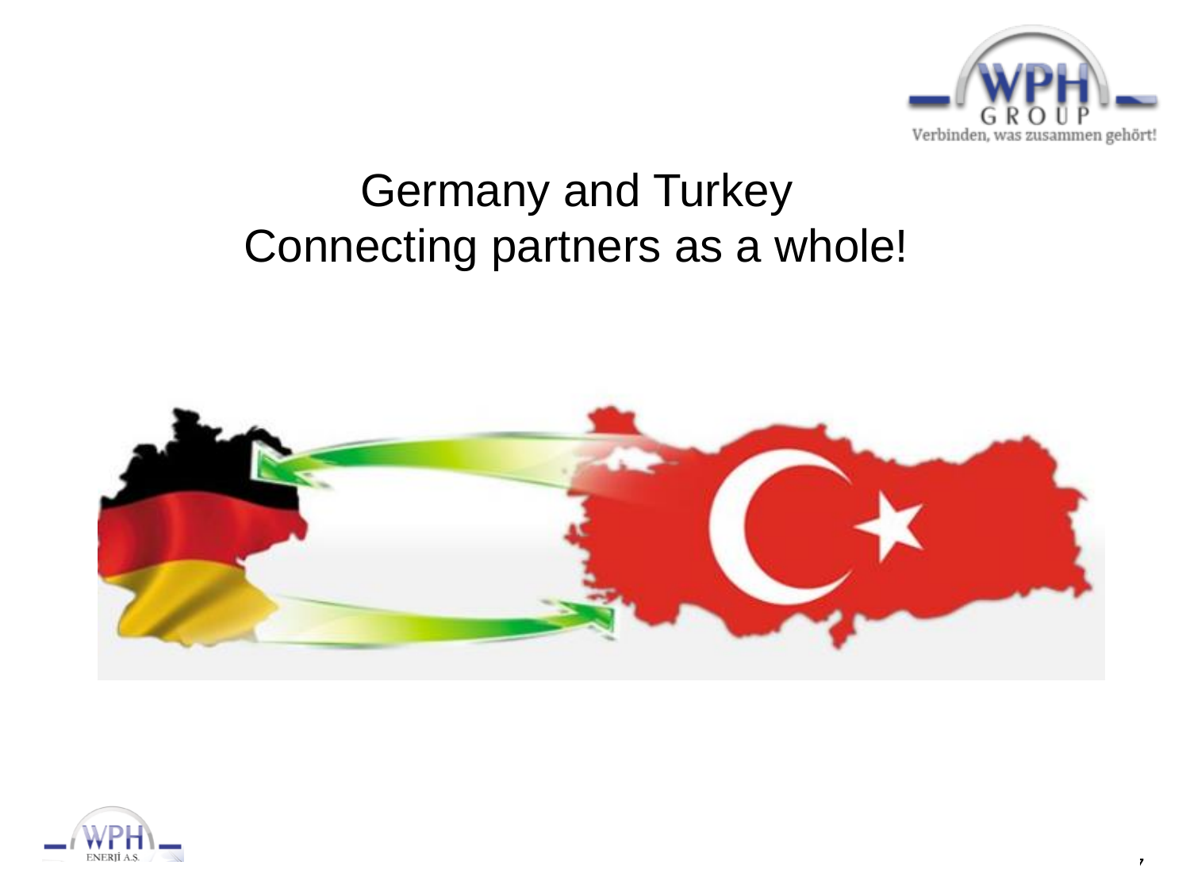# Germany and Turkey
# Connecting partners as a whole!